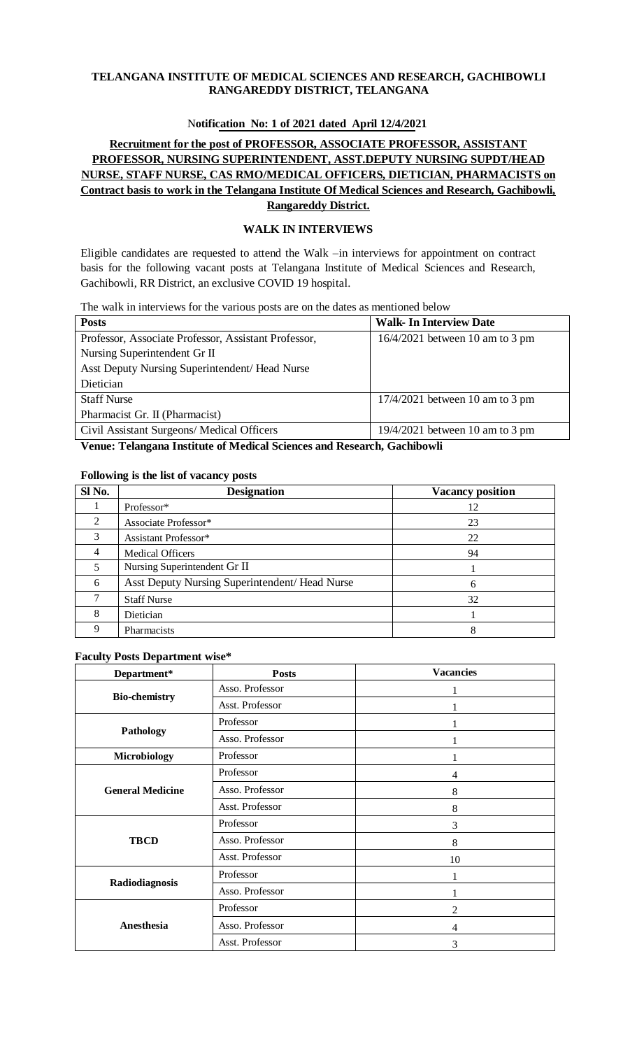**TELANGANA INSTITUTE OF MEDICAL SCIENCES AND RESEARCH, GACHIBOWLI RANGAREDDY DISTRICT, TELANGANA**

**Notification No: 1 of 2021 dated April 12/4/2021**

**Recruitment for the post of PROFESSOR, ASSOCIATE PROFESSOR, ASSISTANT PROFESSOR, NURSING SUPERINTENDENT, ASST.DEPUTY NURSING SUPDT/HEAD NURSE, STAFF NURSE, CAS RMO/MEDICAL OFFICERS, DIETICIAN, PHARMACISTS on Contract basis to work in the Telangana Institute Of Medical Sciences and Research, Gachibowli, Rangareddy District.**

**WALK IN INTERVIEWS**

Eligible candidates are requested to attend the Walk –in interviews for appointment on contract basis for the following vacant posts at Telangana Institute of Medical Sciences and Research, Gachibowli, RR District, an exclusive COVID 19 hospital.

The walk in interviews for the various posts are on the dates as mentioned below

| Posts | Walk- In Interview Date |
|---|---|
| Professor, Associate Professor, Assistant Professor,<br>Nursing Superintendent Gr II<br>Asst Deputy Nursing Superintendent/ Head Nurse<br>Dietician | 16/4/2021 between 10 am to 3 pm |
| Staff Nurse<br>Pharmacist Gr. II (Pharmacist) | 17/4/2021 between 10 am to 3 pm |
| Civil Assistant Surgeons/ Medical Officers | 19/4/2021 between 10 am to 3 pm |

**Venue: Telangana Institute of Medical Sciences and Research, Gachibowli**

**Following is the list of vacancy posts**

| Sl No. | Designation | Vacancy position |
|---|---|---|
| 1 | Professor* | 12 |
| 2 | Associate Professor* | 23 |
| 3 | Assistant Professor* | 22 |
| 4 | Medical Officers | 94 |
| 5 | Nursing Superintendent Gr II | 1 |
| 6 | Asst Deputy Nursing Superintendent/ Head Nurse | 6 |
| 7 | Staff Nurse | 32 |
| 8 | Dietician | 1 |
| 9 | Pharmacists | 8 |

**Faculty Posts Department wise***

| Department* | Posts | Vacancies |
|---|---|---|
| **Bio-chemistry** | Asso. Professor | 1 |
| | Asst. Professor | 1 |
| **Pathology** | Professor | 1 |
| | Asso. Professor | 1 |
| **Microbiology** | Professor | 1 |
| **General Medicine** | Professor | 4 |
| | Asso. Professor | 8 |
| | Asst. Professor | 8 |
| **TBCD** | Professor | 3 |
| | Asso. Professor | 8 |
| | Asst. Professor | 10 |
| **Radiodiagnosis** | Professor | 1 |
| | Asso. Professor | 1 |
| **Anesthesia** | Professor | 2 |
| | Asso. Professor | 4 |
| | Asst. Professor | 3 |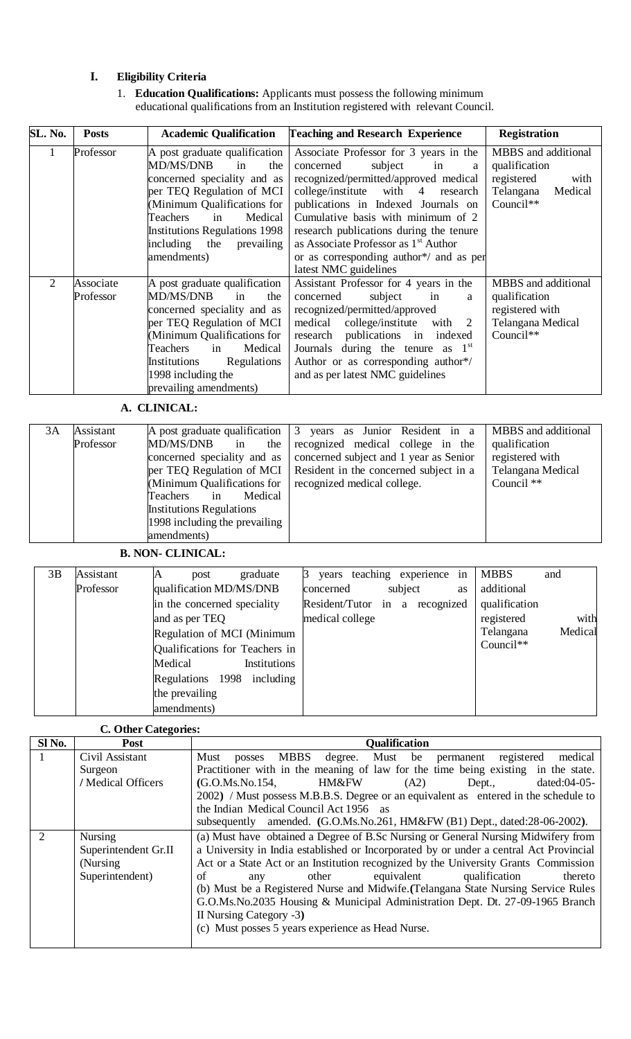## I. Eligibility Criteria

1. **Education Qualifications:** Applicants must possess the following minimum educational qualifications from an Institution registered with relevant Council.

| SL. No. | Posts | Academic Qualification | Teaching and Research Experience | Registration |
|---|---|---|---|---|
| 1 | Professor | A post graduate qualification MD/MS/DNB in the concerned speciality and as per TEQ Regulation of MCI (Minimum Qualifications for Teachers in Medical Institutions Regulations 1998 including the prevailing amendments) | Associate Professor for 3 years in the concerned subject in a recognized/permitted/approved medical college/institute with 4 research publications in Indexed Journals on Cumulative basis with minimum of 2 research publications during the tenure as Associate Professor as 1st Author or as corresponding author*/ and as per latest NMC guidelines | MBBS and additional qualification registered with Telangana Medical Council** |
| 2 | Associate Professor | A post graduate qualification MD/MS/DNB in the concerned speciality and as per TEQ Regulation of MCI (Minimum Qualifications for Teachers in Medical Institutions Regulations 1998 including the prevailing amendments) | Assistant Professor for 4 years in the concerned subject in a recognized/permitted/approved medical college/institute with 2 research publications in indexed Journals during the tenure as 1st Author or as corresponding author*/ and as per latest NMC guidelines | MBBS and additional qualification registered with Telangana Medical Council** |

### A. CLINICAL:

| | | | | |
|---|---|---|---|---|
| 3A | Assistant Professor | A post graduate qualification MD/MS/DNB in the concerned speciality and as per TEQ Regulation of MCI (Minimum Qualifications for Teachers in Medical Institutions Regulations 1998 including the prevailing amendments) | 3 years as Junior Resident in a recognized medical college in the concerned subject and 1 year as Senior Resident in the concerned subject in a recognized medical college. | MBBS and additional qualification registered with Telangana Medical Council ** |

### B. NON- CLINICAL:

| | | | | |
|---|---|---|---|---|
| 3B | Assistant Professor | A post graduate qualification MD/MS/DNB in the concerned speciality and as per TEQ Regulation of MCI (Minimum Qualifications for Teachers in Medical Institutions Regulations 1998 including the prevailing amendments) | 3 years teaching experience in concerned subject as Resident/Tutor in a recognized medical college | MBBS and additional qualification registered with Telangana Medical Council** |

### C. Other Categories:

| Sl No. | Post | Qualification |
|---|---|---|
| 1 | Civil Assistant Surgeon / Medical Officers | Must posses MBBS degree. Must be permanent registered medical Practitioner with in the meaning of law for the time being existing in the state. **(**G.O.Ms.No.154, HM&FW (A2) Dept., dated:04-05-2002**)** / Must possess M.B.B.S. Degree or an equivalent as entered in the schedule to the Indian Medical Council Act 1956 as subsequently amended. **(**G.O.Ms.No.261, HM&FW (B1) Dept., dated:28-06-2002**)**. |
| 2 | Nursing Superintendent Gr.II (Nursing Superintendent) | (a) Must have obtained a Degree of B.Sc Nursing or General Nursing Midwifery from a University in India established or Incorporated by or under a central Act Provincial Act or a State Act or an Institution recognized by the University Grants Commission of any other equivalent qualification thereto<br>(b) Must be a Registered Nurse and Midwife.**(**Telangana State Nursing Service Rules G.O.Ms.No.2035 Housing & Municipal Administration Dept. Dt. 27-09-1965 Branch II Nursing Category -3**)**<br>(c) Must posses 5 years experience as Head Nurse. |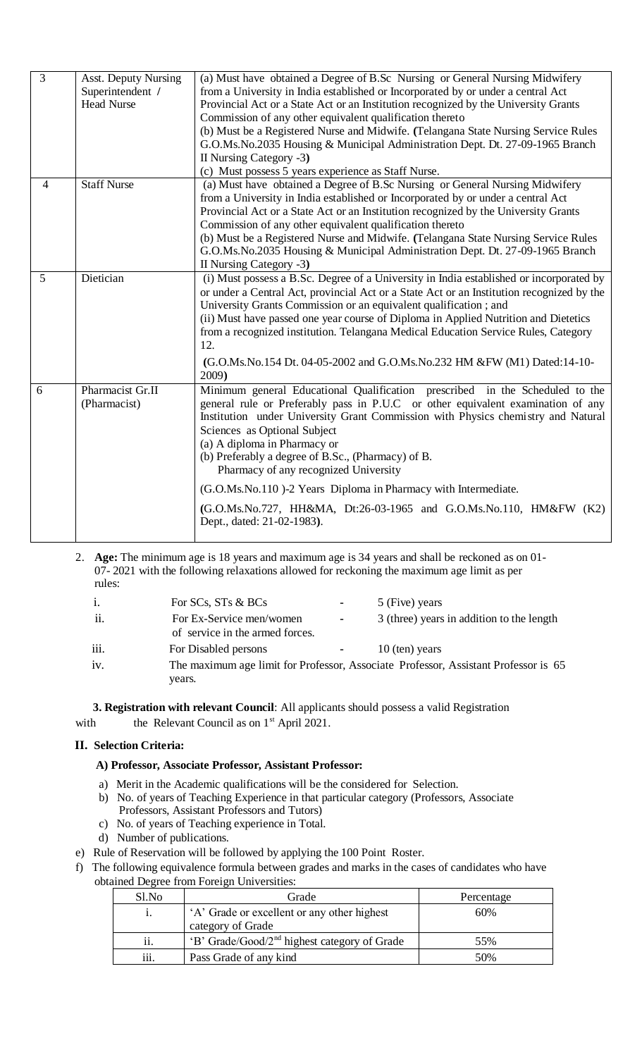| 3 | Asst. Deputy Nursing Superintendent / Head Nurse | (a) Must have obtained a Degree of B.Sc Nursing or General Nursing Midwifery from a University in India established or Incorporated by or under a central Act Provincial Act or a State Act or an Institution recognized by the University Grants Commission of any other equivalent qualification thereto<br>(b) Must be a Registered Nurse and Midwife. **(**Telangana State Nursing Service Rules G.O.Ms.No.2035 Housing & Municipal Administration Dept. Dt. 27-09-1965 Branch II Nursing Category -3**)**<br>(c) Must possess 5 years experience as Staff Nurse. |
|---|---|---|
| 4 | Staff Nurse | (a) Must have obtained a Degree of B.Sc Nursing or General Nursing Midwifery from a University in India established or Incorporated by or under a central Act Provincial Act or a State Act or an Institution recognized by the University Grants Commission of any other equivalent qualification thereto<br>(b) Must be a Registered Nurse and Midwife. **(**Telangana State Nursing Service Rules G.O.Ms.No.2035 Housing & Municipal Administration Dept. Dt. 27-09-1965 Branch II Nursing Category -3**)** |
| 5 | Dietician | (i) Must possess a B.Sc. Degree of a University in India established or incorporated by or under a Central Act, provincial Act or a State Act or an Institution recognized by the University Grants Commission or an equivalent qualification ; and<br>(ii) Must have passed one year course of Diploma in Applied Nutrition and Dietetics from a recognized institution. Telangana Medical Education Service Rules, Category 12.<br>**(**G.O.Ms.No.154 Dt. 04-05-2002 and G.O.Ms.No.232 HM &FW (M1) Dated:14-10-2009**)** |
| 6 | Pharmacist Gr.II (Pharmacist) | Minimum general Educational Qualification prescribed in the Scheduled to the general rule or Preferably pass in P.U.C or other equivalent examination of any Institution under University Grant Commission with Physics chemistry and Natural Sciences as Optional Subject<br>(a) A diploma in Pharmacy or<br>(b) Preferably a degree of B.Sc., (Pharmacy) of B. Pharmacy of any recognized University<br>(G.O.Ms.No.110 )-2 Years Diploma in Pharmacy with Intermediate.<br>**(**G.O.Ms.No.727, HH&MA, Dt:26-03-1965 and G.O.Ms.No.110, HM&FW (K2) Dept., dated: 21-02-1983**)**. |

2. **Age:** The minimum age is 18 years and maximum age is 34 years and shall be reckoned as on 01-07- 2021 with the following relaxations allowed for reckoning the maximum age limit as per rules:

| | | | |
|---|---|---|---|
| i. | For SCs, STs & BCs | - | 5 (Five) years |
| ii. | For Ex-Service men/women of service in the armed forces. | - | 3 (three) years in addition to the length |
| iii. | For Disabled persons | - | 10 (ten) years |
| iv. | The maximum age limit for Professor, Associate Professor, Assistant Professor is 65 years. | | |

**3. Registration with relevant Council**: All applicants should possess a valid Registration with the Relevant Council as on 1st April 2021.

## II. Selection Criteria:

### A) Professor, Associate Professor, Assistant Professor:

a) Merit in the Academic qualifications will be the considered for Selection.
b) No. of years of Teaching Experience in that particular category (Professors, Associate Professors, Assistant Professors and Tutors)
c) No. of years of Teaching experience in Total.
d) Number of publications.
e) Rule of Reservation will be followed by applying the 100 Point Roster.
f) The following equivalence formula between grades and marks in the cases of candidates who have obtained Degree from Foreign Universities:

| Sl.No | Grade | Percentage |
|---|---|---|
| i. | 'A' Grade or excellent or any other highest category of Grade | 60% |
| ii. | 'B' Grade/Good/2nd highest category of Grade | 55% |
| iii. | Pass Grade of any kind | 50% |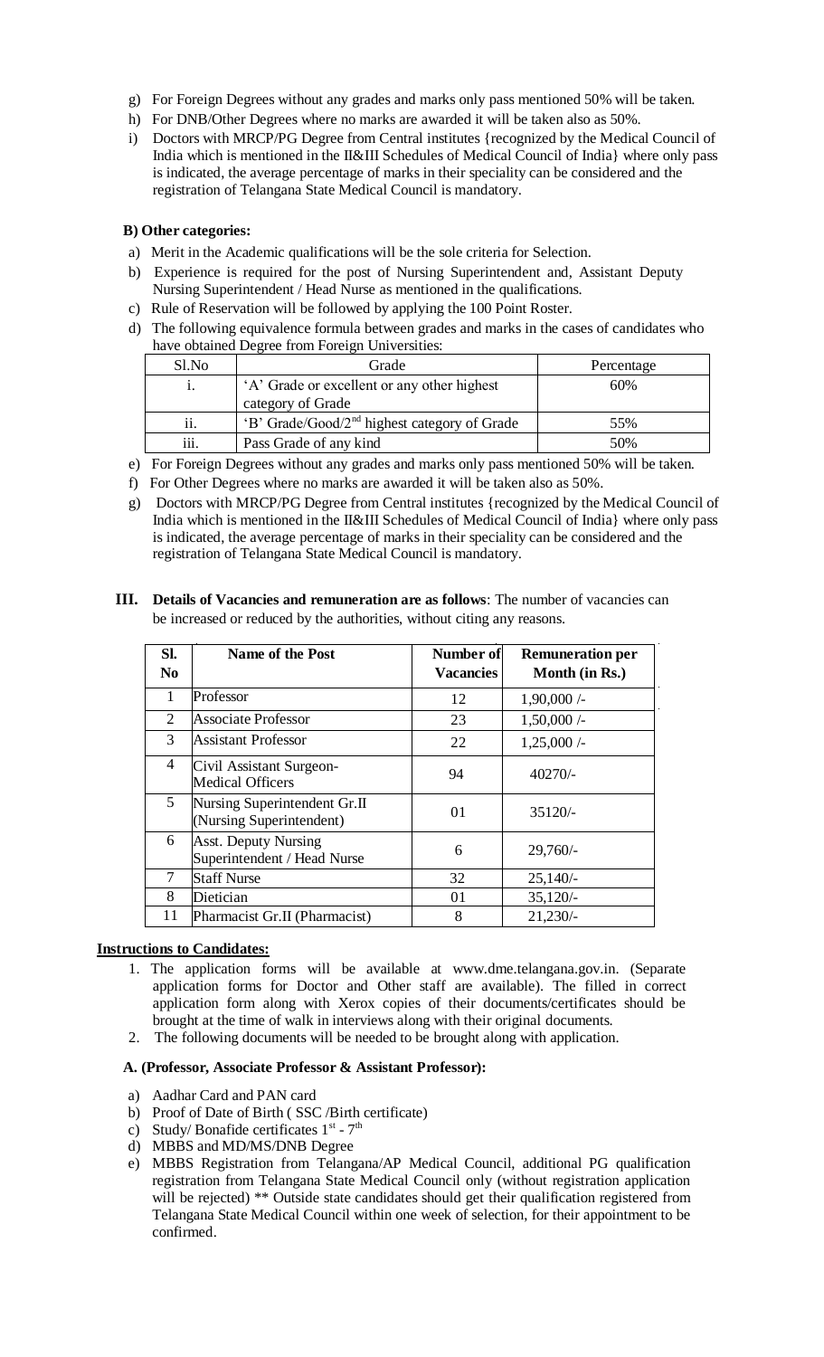g) For Foreign Degrees without any grades and marks only pass mentioned 50% will be taken.
h) For DNB/Other Degrees where no marks are awarded it will be taken also as 50%.
i) Doctors with MRCP/PG Degree from Central institutes {recognized by the Medical Council of India which is mentioned in the II&III Schedules of Medical Council of India} where only pass is indicated, the average percentage of marks in their speciality can be considered and the registration of Telangana State Medical Council is mandatory.

**B) Other categories:**

a) Merit in the Academic qualifications will be the sole criteria for Selection.
b) Experience is required for the post of Nursing Superintendent and, Assistant Deputy Nursing Superintendent / Head Nurse as mentioned in the qualifications.
c) Rule of Reservation will be followed by applying the 100 Point Roster.
d) The following equivalence formula between grades and marks in the cases of candidates who have obtained Degree from Foreign Universities:

| Sl.No | Grade | Percentage |
|---|---|---|
| i. | 'A' Grade or excellent or any other highest category of Grade | 60% |
| ii. | 'B' Grade/Good/2nd highest category of Grade | 55% |
| iii. | Pass Grade of any kind | 50% |

e) For Foreign Degrees without any grades and marks only pass mentioned 50% will be taken.
f) For Other Degrees where no marks are awarded it will be taken also as 50%.
g) Doctors with MRCP/PG Degree from Central institutes {recognized by the Medical Council of India which is mentioned in the II&III Schedules of Medical Council of India} where only pass is indicated, the average percentage of marks in their speciality can be considered and the registration of Telangana State Medical Council is mandatory.

**III. Details of Vacancies and remuneration are as follows**: The number of vacancies can be increased or reduced by the authorities, without citing any reasons.

| Sl. No | Name of the Post | Number of Vacancies | Remuneration per Month (in Rs.) |
|---|---|---|---|
| 1 | Professor | 12 | 1,90,000 /- |
| 2 | Associate Professor | 23 | 1,50,000 /- |
| 3 | Assistant Professor | 22 | 1,25,000 /- |
| 4 | Civil Assistant Surgeon-Medical Officers | 94 | 40270/- |
| 5 | Nursing Superintendent Gr.II (Nursing Superintendent) | 01 | 35120/- |
| 6 | Asst. Deputy Nursing Superintendent / Head Nurse | 6 | 29,760/- |
| 7 | Staff Nurse | 32 | 25,140/- |
| 8 | Dietician | 01 | 35,120/- |
| 11 | Pharmacist Gr.II (Pharmacist) | 8 | 21,230/- |

**Instructions to Candidates:**

1. The application forms will be available at www.dme.telangana.gov.in. (Separate application forms for Doctor and Other staff are available). The filled in correct application form along with Xerox copies of their documents/certificates should be brought at the time of walk in interviews along with their original documents.
2. The following documents will be needed to be brought along with application.

**A. (Professor, Associate Professor & Assistant Professor):**

a) Aadhar Card and PAN card
b) Proof of Date of Birth ( SSC /Birth certificate)
c) Study/ Bonafide certificates 1st - 7th
d) MBBS and MD/MS/DNB Degree
e) MBBS Registration from Telangana/AP Medical Council, additional PG qualification registration from Telangana State Medical Council only (without registration application will be rejected) ** Outside state candidates should get their qualification registered from Telangana State Medical Council within one week of selection, for their appointment to be confirmed.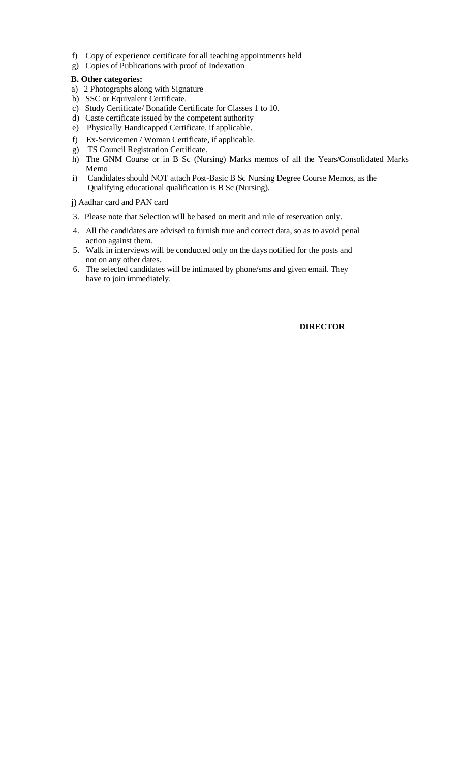f) Copy of experience certificate for all teaching appointments held
g) Copies of Publications with proof of Indexation

**B. Other categories:**

a) 2 Photographs along with Signature
b) SSC or Equivalent Certificate.
c) Study Certificate/ Bonafide Certificate for Classes 1 to 10.
d) Caste certificate issued by the competent authority
e) Physically Handicapped Certificate, if applicable.
f) Ex-Servicemen / Woman Certificate, if applicable.
g) TS Council Registration Certificate.
h) The GNM Course or in B Sc (Nursing) Marks memos of all the Years/Consolidated Marks Memo
i) Candidates should NOT attach Post-Basic B Sc Nursing Degree Course Memos, as the Qualifying educational qualification is B Sc (Nursing).

j) Aadhar card and PAN card

3. Please note that Selection will be based on merit and rule of reservation only.
4. All the candidates are advised to furnish true and correct data, so as to avoid penal action against them.
5. Walk in interviews will be conducted only on the days notified for the posts and not on any other dates.
6. The selected candidates will be intimated by phone/sms and given email. They have to join immediately.

**DIRECTOR**